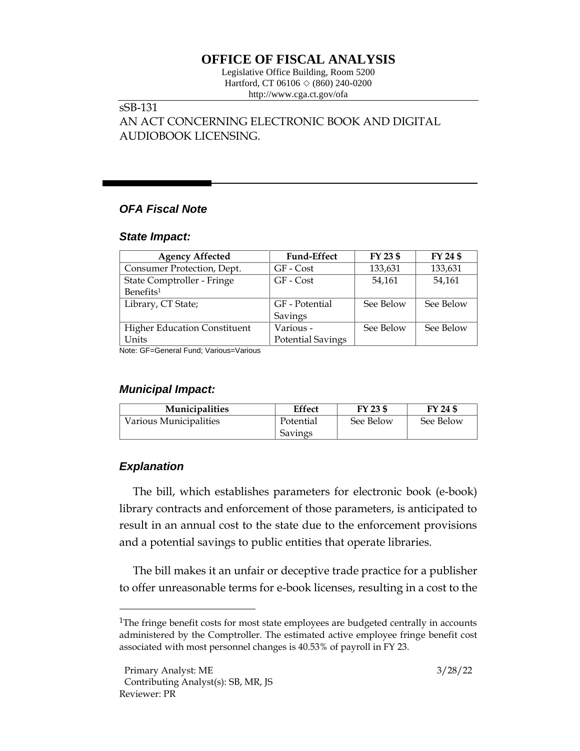# OFFICE OF FISCAL ANALYSIS

Legislative Office Building, Room 5200
Hartford, CT 06106 ◇ (860) 240-0200
http://www.cga.ct.gov/ofa

sSB-131
AN ACT CONCERNING ELECTRONIC BOOK AND DIGITAL AUDIOBOOK LICENSING.

## *OFA Fiscal Note*

### *State Impact:*

| Agency Affected | Fund-Effect | FY 23 $ | FY 24 $ |
|---|---|---|---|
| Consumer Protection, Dept. | GF - Cost | 133,631 | 133,631 |
| State Comptroller - Fringe Benefits[1] | GF - Cost | 54,161 | 54,161 |
| Library, CT State; | GF - Potential Savings | See Below | See Below |
| Higher Education Constituent Units | Various - Potential Savings | See Below | See Below |

Note: GF=General Fund; Various=Various

### *Municipal Impact:*

| Municipalities | Effect | FY 23 $ | FY 24 $ |
|---|---|---|---|
| Various Municipalities | Potential Savings | See Below | See Below |

### *Explanation*

The bill, which establishes parameters for electronic book (e-book) library contracts and enforcement of those parameters, is anticipated to result in an annual cost to the state due to the enforcement provisions and a potential savings to public entities that operate libraries.

The bill makes it an unfair or deceptive trade practice for a publisher to offer unreasonable terms for e-book licenses, resulting in a cost to the

[1]The fringe benefit costs for most state employees are budgeted centrally in accounts administered by the Comptroller. The estimated active employee fringe benefit cost associated with most personnel changes is 40.53% of payroll in FY 23.

Primary Analyst: ME
Contributing Analyst(s): SB, MR, JS
Reviewer: PR

3/28/22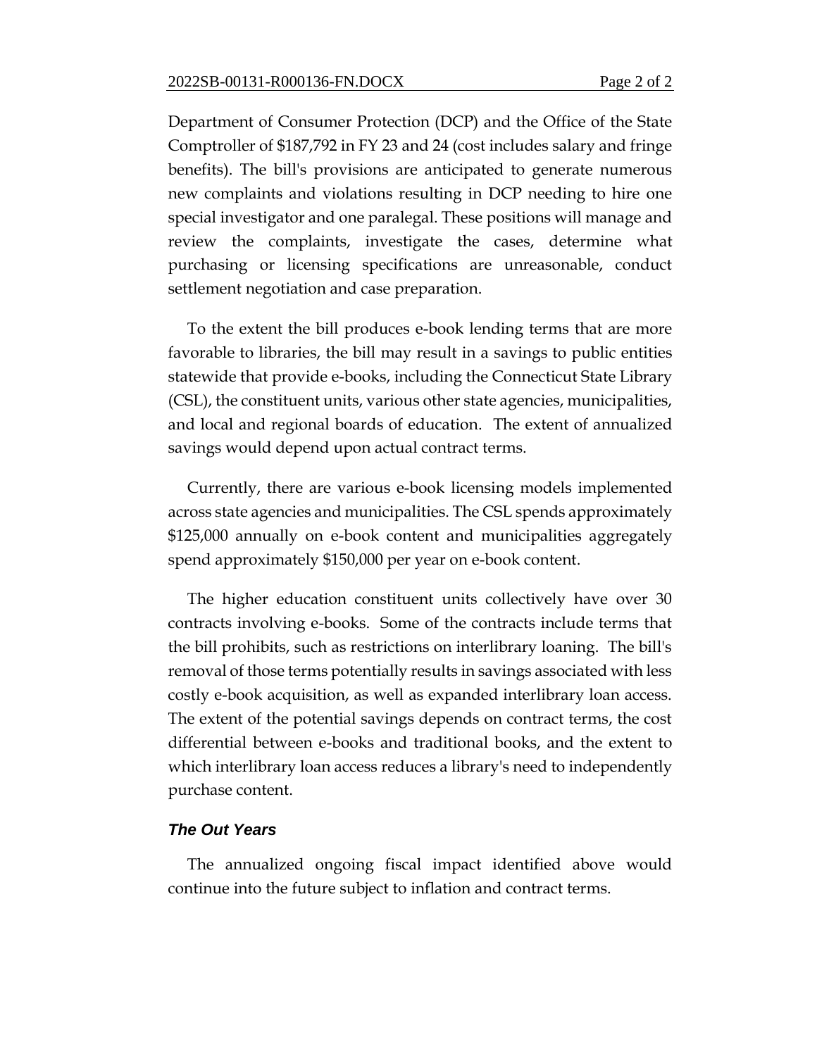Department of Consumer Protection (DCP) and the Office of the State Comptroller of $187,792 in FY 23 and 24 (cost includes salary and fringe benefits). The bill's provisions are anticipated to generate numerous new complaints and violations resulting in DCP needing to hire one special investigator and one paralegal. These positions will manage and review the complaints, investigate the cases, determine what purchasing or licensing specifications are unreasonable, conduct settlement negotiation and case preparation.

To the extent the bill produces e-book lending terms that are more favorable to libraries, the bill may result in a savings to public entities statewide that provide e-books, including the Connecticut State Library (CSL), the constituent units, various other state agencies, municipalities, and local and regional boards of education. The extent of annualized savings would depend upon actual contract terms.

Currently, there are various e-book licensing models implemented across state agencies and municipalities. The CSL spends approximately $125,000 annually on e-book content and municipalities aggregately spend approximately $150,000 per year on e-book content.

The higher education constituent units collectively have over 30 contracts involving e-books. Some of the contracts include terms that the bill prohibits, such as restrictions on interlibrary loaning. The bill's removal of those terms potentially results in savings associated with less costly e-book acquisition, as well as expanded interlibrary loan access. The extent of the potential savings depends on contract terms, the cost differential between e-books and traditional books, and the extent to which interlibrary loan access reduces a library's need to independently purchase content.

### *The Out Years*

The annualized ongoing fiscal impact identified above would continue into the future subject to inflation and contract terms.